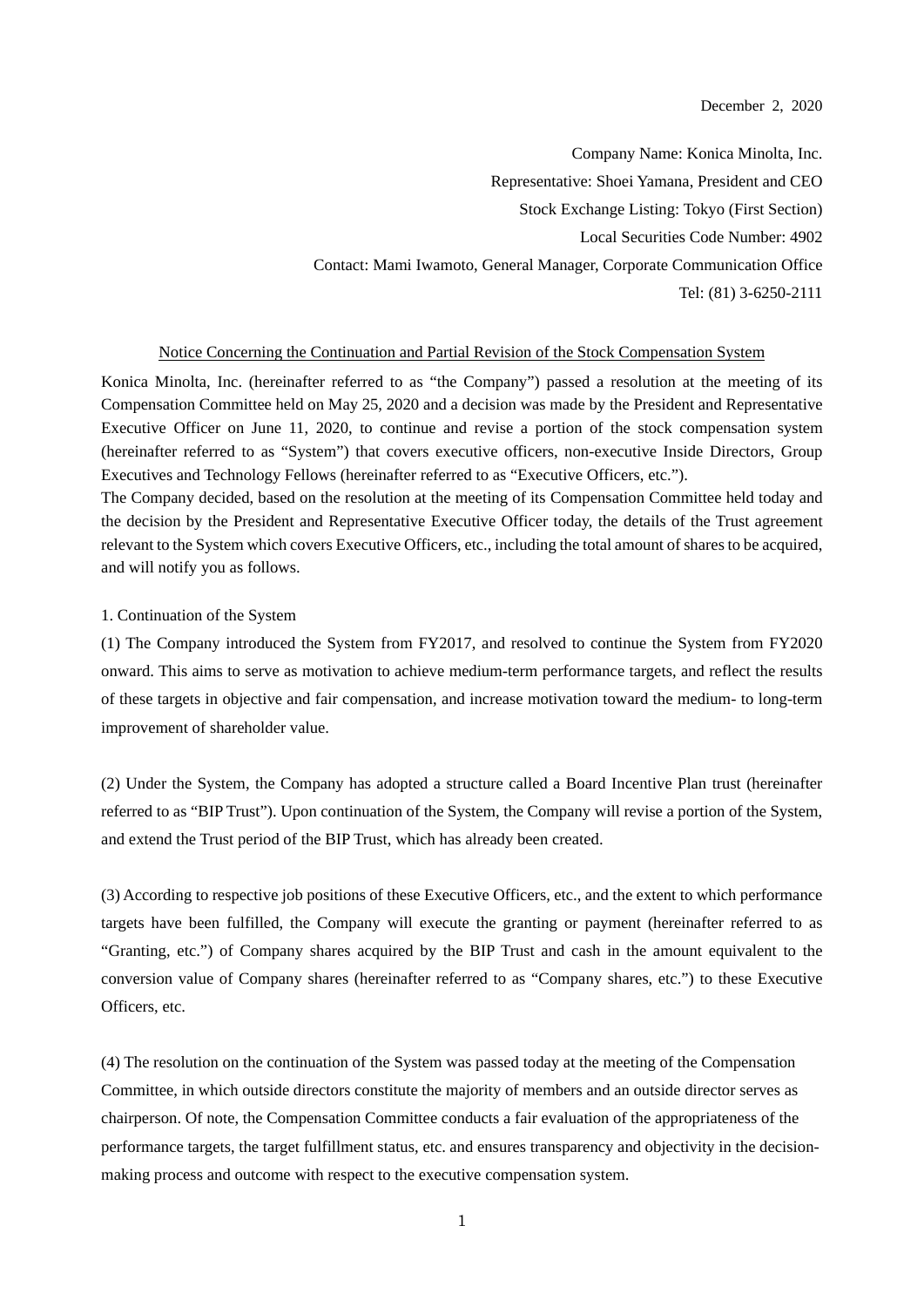December 2, 2020

Company Name: Konica Minolta, Inc.
Representative: Shoei Yamana, President and CEO
Stock Exchange Listing: Tokyo (First Section)
Local Securities Code Number: 4902
Contact: Mami Iwamoto, General Manager, Corporate Communication Office
Tel: (81) 3-6250-2111

## Notice Concerning the Continuation and Partial Revision of the Stock Compensation System

Konica Minolta, Inc. (hereinafter referred to as "the Company") passed a resolution at the meeting of its Compensation Committee held on May 25, 2020 and a decision was made by the President and Representative Executive Officer on June 11, 2020, to continue and revise a portion of the stock compensation system (hereinafter referred to as "System") that covers executive officers, non-executive Inside Directors, Group Executives and Technology Fellows (hereinafter referred to as "Executive Officers, etc.").

The Company decided, based on the resolution at the meeting of its Compensation Committee held today and the decision by the President and Representative Executive Officer today, the details of the Trust agreement relevant to the System which covers Executive Officers, etc., including the total amount of shares to be acquired, and will notify you as follows.

1. Continuation of the System

(1) The Company introduced the System from FY2017, and resolved to continue the System from FY2020 onward. This aims to serve as motivation to achieve medium-term performance targets, and reflect the results of these targets in objective and fair compensation, and increase motivation toward the medium- to long-term improvement of shareholder value.

(2) Under the System, the Company has adopted a structure called a Board Incentive Plan trust (hereinafter referred to as "BIP Trust"). Upon continuation of the System, the Company will revise a portion of the System, and extend the Trust period of the BIP Trust, which has already been created.

(3) According to respective job positions of these Executive Officers, etc., and the extent to which performance targets have been fulfilled, the Company will execute the granting or payment (hereinafter referred to as "Granting, etc.") of Company shares acquired by the BIP Trust and cash in the amount equivalent to the conversion value of Company shares (hereinafter referred to as "Company shares, etc.") to these Executive Officers, etc.

(4) The resolution on the continuation of the System was passed today at the meeting of the Compensation Committee, in which outside directors constitute the majority of members and an outside director serves as chairperson. Of note, the Compensation Committee conducts a fair evaluation of the appropriateness of the performance targets, the target fulfillment status, etc. and ensures transparency and objectivity in the decision-making process and outcome with respect to the executive compensation system.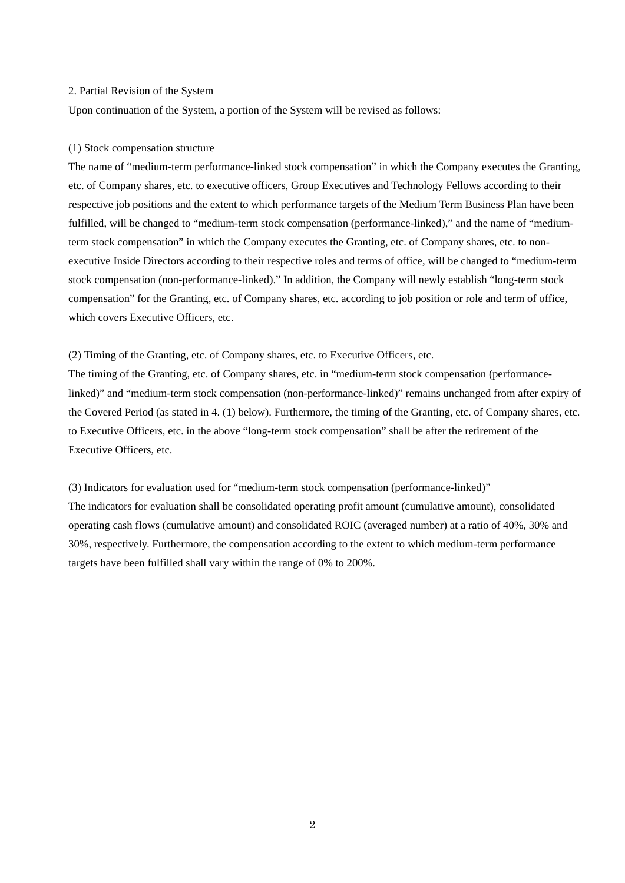## 2. Partial Revision of the System

Upon continuation of the System, a portion of the System will be revised as follows:

### (1) Stock compensation structure

The name of "medium-term performance-linked stock compensation" in which the Company executes the Granting, etc. of Company shares, etc. to executive officers, Group Executives and Technology Fellows according to their respective job positions and the extent to which performance targets of the Medium Term Business Plan have been fulfilled, will be changed to "medium-term stock compensation (performance-linked)," and the name of "medium-term stock compensation" in which the Company executes the Granting, etc. of Company shares, etc. to non-executive Inside Directors according to their respective roles and terms of office, will be changed to "medium-term stock compensation (non-performance-linked)." In addition, the Company will newly establish "long-term stock compensation" for the Granting, etc. of Company shares, etc. according to job position or role and term of office, which covers Executive Officers, etc.

### (2) Timing of the Granting, etc. of Company shares, etc. to Executive Officers, etc.

The timing of the Granting, etc. of Company shares, etc. in "medium-term stock compensation (performance-linked)" and "medium-term stock compensation (non-performance-linked)" remains unchanged from after expiry of the Covered Period (as stated in 4. (1) below). Furthermore, the timing of the Granting, etc. of Company shares, etc. to Executive Officers, etc. in the above "long-term stock compensation" shall be after the retirement of the Executive Officers, etc.

### (3) Indicators for evaluation used for "medium-term stock compensation (performance-linked)"

The indicators for evaluation shall be consolidated operating profit amount (cumulative amount), consolidated operating cash flows (cumulative amount) and consolidated ROIC (averaged number) at a ratio of 40%, 30% and 30%, respectively. Furthermore, the compensation according to the extent to which medium-term performance targets have been fulfilled shall vary within the range of 0% to 200%.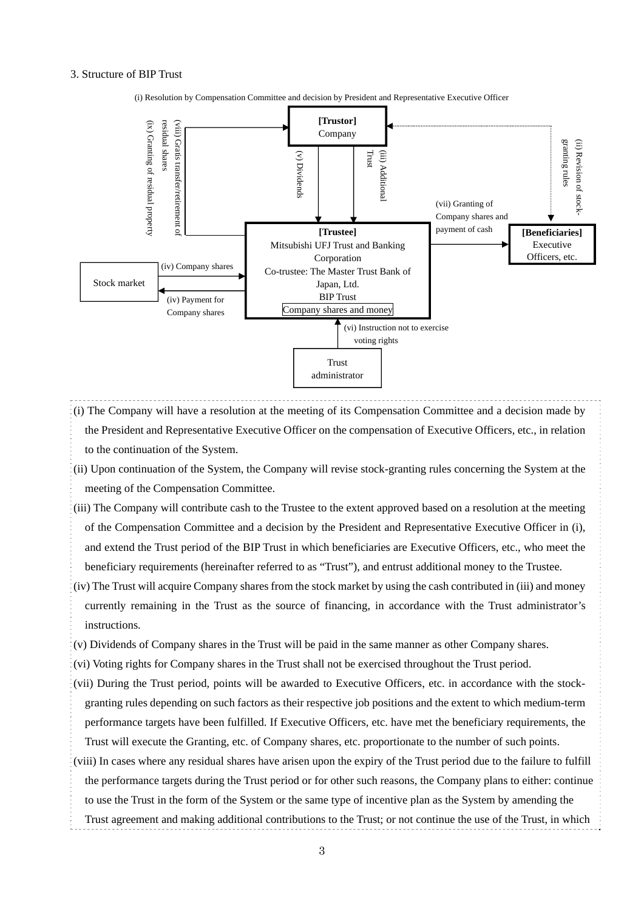3. Structure of BIP Trust

(i) Resolution by Compensation Committee and decision by President and Representative Executive Officer

[Trustor]
Company

(ix) Granting of residual property

(viii) Gratis transfer/retirement of residual shares

(v) Dividends

(iii) Additional Trust

(ii) Revision of stock-granting rules

(vii) Granting of Company shares and payment of cash

[Trustee]
Mitsubishi UFJ Trust and Banking Corporation
Co-trustee: The Master Trust Bank of Japan, Ltd.
BIP Trust
Company shares and money

[Beneficiaries]
Executive Officers, etc.

Stock market

(iv) Company shares

(iv) Payment for Company shares

(vi) Instruction not to exercise voting rights

Trust administrator

(i) The Company will have a resolution at the meeting of its Compensation Committee and a decision made by the President and Representative Executive Officer on the compensation of Executive Officers, etc., in relation to the continuation of the System.

(ii) Upon continuation of the System, the Company will revise stock-granting rules concerning the System at the meeting of the Compensation Committee.

(iii) The Company will contribute cash to the Trustee to the extent approved based on a resolution at the meeting of the Compensation Committee and a decision by the President and Representative Executive Officer in (i), and extend the Trust period of the BIP Trust in which beneficiaries are Executive Officers, etc., who meet the beneficiary requirements (hereinafter referred to as "Trust"), and entrust additional money to the Trustee.

(iv) The Trust will acquire Company shares from the stock market by using the cash contributed in (iii) and money currently remaining in the Trust as the source of financing, in accordance with the Trust administrator's instructions.

(v) Dividends of Company shares in the Trust will be paid in the same manner as other Company shares.

(vi) Voting rights for Company shares in the Trust shall not be exercised throughout the Trust period.

(vii) During the Trust period, points will be awarded to Executive Officers, etc. in accordance with the stock-granting rules depending on such factors as their respective job positions and the extent to which medium-term performance targets have been fulfilled. If Executive Officers, etc. have met the beneficiary requirements, the Trust will execute the Granting, etc. of Company shares, etc. proportionate to the number of such points.

(viii) In cases where any residual shares have arisen upon the expiry of the Trust period due to the failure to fulfill the performance targets during the Trust period or for other such reasons, the Company plans to either: continue to use the Trust in the form of the System or the same type of incentive plan as the System by amending the Trust agreement and making additional contributions to the Trust; or not continue the use of the Trust, in which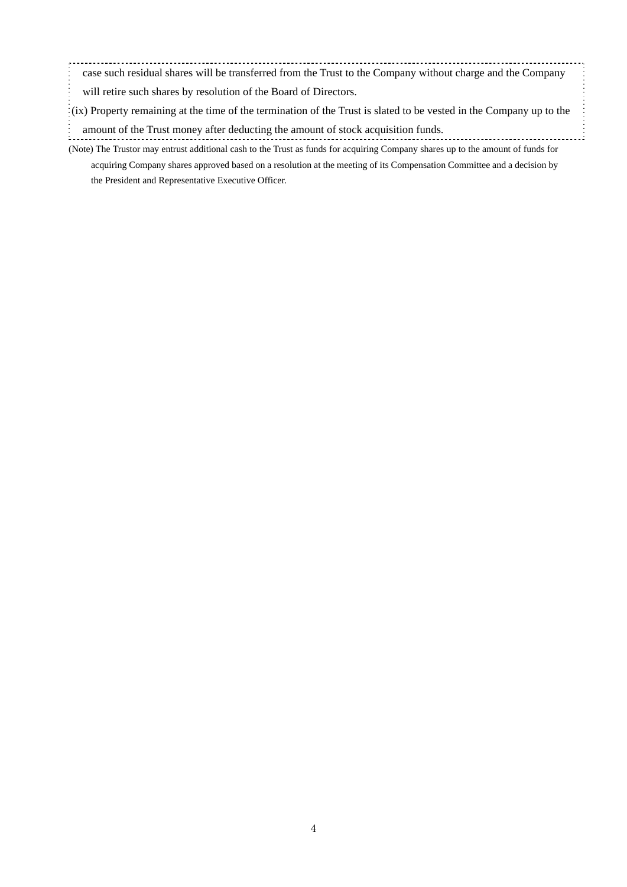case such residual shares will be transferred from the Trust to the Company without charge and the Company will retire such shares by resolution of the Board of Directors.

(ix) Property remaining at the time of the termination of the Trust is slated to be vested in the Company up to the amount of the Trust money after deducting the amount of stock acquisition funds.

(Note) The Trustor may entrust additional cash to the Trust as funds for acquiring Company shares up to the amount of funds for acquiring Company shares approved based on a resolution at the meeting of its Compensation Committee and a decision by the President and Representative Executive Officer.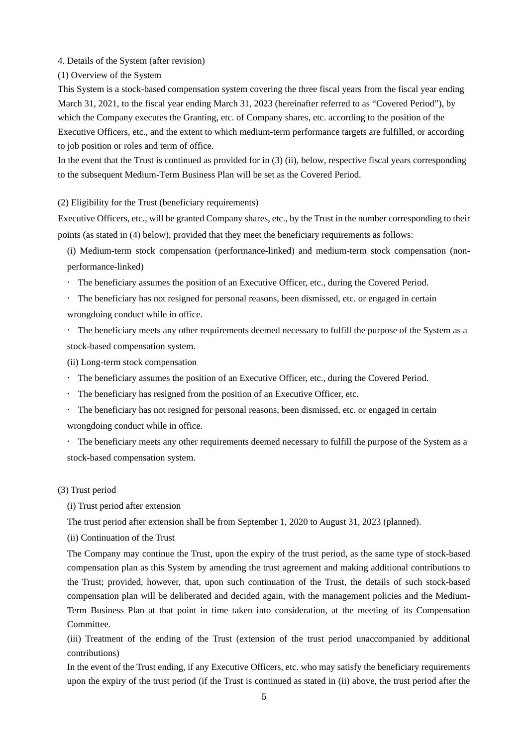4. Details of the System (after revision)

(1) Overview of the System

This System is a stock-based compensation system covering the three fiscal years from the fiscal year ending March 31, 2021, to the fiscal year ending March 31, 2023 (hereinafter referred to as "Covered Period"), by which the Company executes the Granting, etc. of Company shares, etc. according to the position of the Executive Officers, etc., and the extent to which medium-term performance targets are fulfilled, or according to job position or roles and term of office.

In the event that the Trust is continued as provided for in (3) (ii), below, respective fiscal years corresponding to the subsequent Medium-Term Business Plan will be set as the Covered Period.

(2) Eligibility for the Trust (beneficiary requirements)

Executive Officers, etc., will be granted Company shares, etc., by the Trust in the number corresponding to their points (as stated in (4) below), provided that they meet the beneficiary requirements as follows:

(i) Medium-term stock compensation (performance-linked) and medium-term stock compensation (non-performance-linked)

- The beneficiary assumes the position of an Executive Officer, etc., during the Covered Period.
- The beneficiary has not resigned for personal reasons, been dismissed, etc. or engaged in certain wrongdoing conduct while in office.
- The beneficiary meets any other requirements deemed necessary to fulfill the purpose of the System as a stock-based compensation system.

(ii) Long-term stock compensation

- The beneficiary assumes the position of an Executive Officer, etc., during the Covered Period.
- The beneficiary has resigned from the position of an Executive Officer, etc.
- The beneficiary has not resigned for personal reasons, been dismissed, etc. or engaged in certain wrongdoing conduct while in office.
- The beneficiary meets any other requirements deemed necessary to fulfill the purpose of the System as a stock-based compensation system.

(3) Trust period

(i) Trust period after extension

The trust period after extension shall be from September 1, 2020 to August 31, 2023 (planned).

(ii) Continuation of the Trust

The Company may continue the Trust, upon the expiry of the trust period, as the same type of stock-based compensation plan as this System by amending the trust agreement and making additional contributions to the Trust; provided, however, that, upon such continuation of the Trust, the details of such stock-based compensation plan will be deliberated and decided again, with the management policies and the Medium-Term Business Plan at that point in time taken into consideration, at the meeting of its Compensation Committee.

(iii) Treatment of the ending of the Trust (extension of the trust period unaccompanied by additional contributions)

In the event of the Trust ending, if any Executive Officers, etc. who may satisfy the beneficiary requirements upon the expiry of the trust period (if the Trust is continued as stated in (ii) above, the trust period after the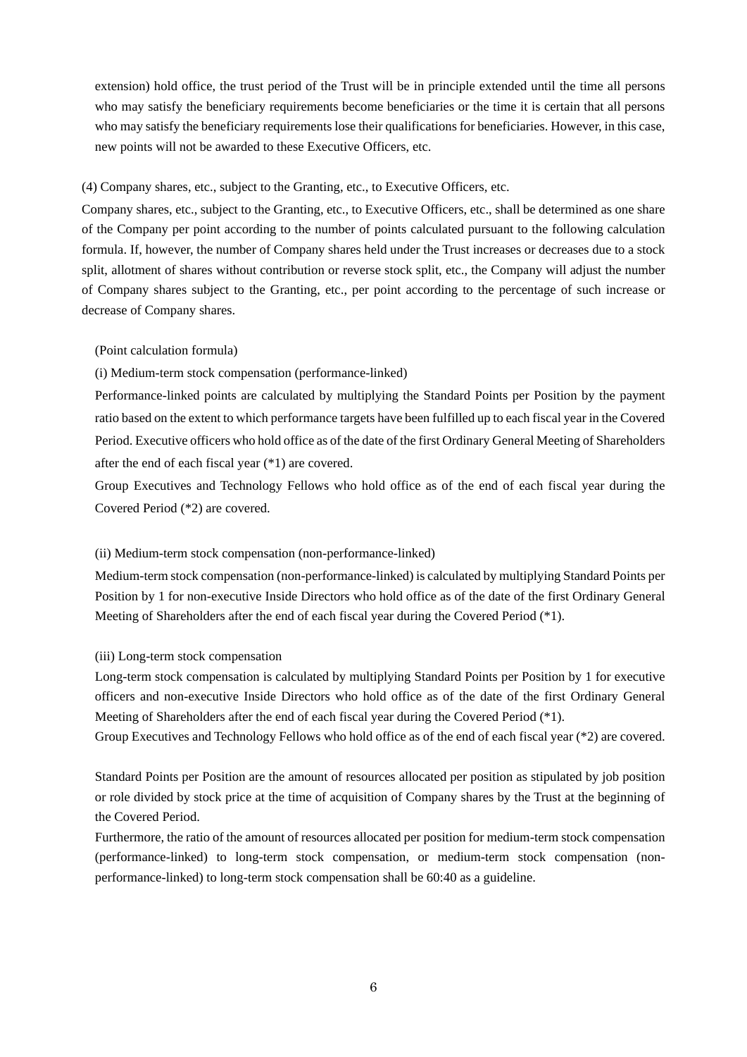extension) hold office, the trust period of the Trust will be in principle extended until the time all persons who may satisfy the beneficiary requirements become beneficiaries or the time it is certain that all persons who may satisfy the beneficiary requirements lose their qualifications for beneficiaries. However, in this case, new points will not be awarded to these Executive Officers, etc.

(4) Company shares, etc., subject to the Granting, etc., to Executive Officers, etc.

Company shares, etc., subject to the Granting, etc., to Executive Officers, etc., shall be determined as one share of the Company per point according to the number of points calculated pursuant to the following calculation formula. If, however, the number of Company shares held under the Trust increases or decreases due to a stock split, allotment of shares without contribution or reverse stock split, etc., the Company will adjust the number of Company shares subject to the Granting, etc., per point according to the percentage of such increase or decrease of Company shares.

(Point calculation formula)

(i) Medium-term stock compensation (performance-linked)

Performance-linked points are calculated by multiplying the Standard Points per Position by the payment ratio based on the extent to which performance targets have been fulfilled up to each fiscal year in the Covered Period. Executive officers who hold office as of the date of the first Ordinary General Meeting of Shareholders after the end of each fiscal year (*1) are covered.

Group Executives and Technology Fellows who hold office as of the end of each fiscal year during the Covered Period (*2) are covered.

(ii) Medium-term stock compensation (non-performance-linked)

Medium-term stock compensation (non-performance-linked) is calculated by multiplying Standard Points per Position by 1 for non-executive Inside Directors who hold office as of the date of the first Ordinary General Meeting of Shareholders after the end of each fiscal year during the Covered Period (*1).

(iii) Long-term stock compensation

Long-term stock compensation is calculated by multiplying Standard Points per Position by 1 for executive officers and non-executive Inside Directors who hold office as of the date of the first Ordinary General Meeting of Shareholders after the end of each fiscal year during the Covered Period (*1).

Group Executives and Technology Fellows who hold office as of the end of each fiscal year (*2) are covered.

Standard Points per Position are the amount of resources allocated per position as stipulated by job position or role divided by stock price at the time of acquisition of Company shares by the Trust at the beginning of the Covered Period.

Furthermore, the ratio of the amount of resources allocated per position for medium-term stock compensation (performance-linked) to long-term stock compensation, or medium-term stock compensation (non-performance-linked) to long-term stock compensation shall be 60:40 as a guideline.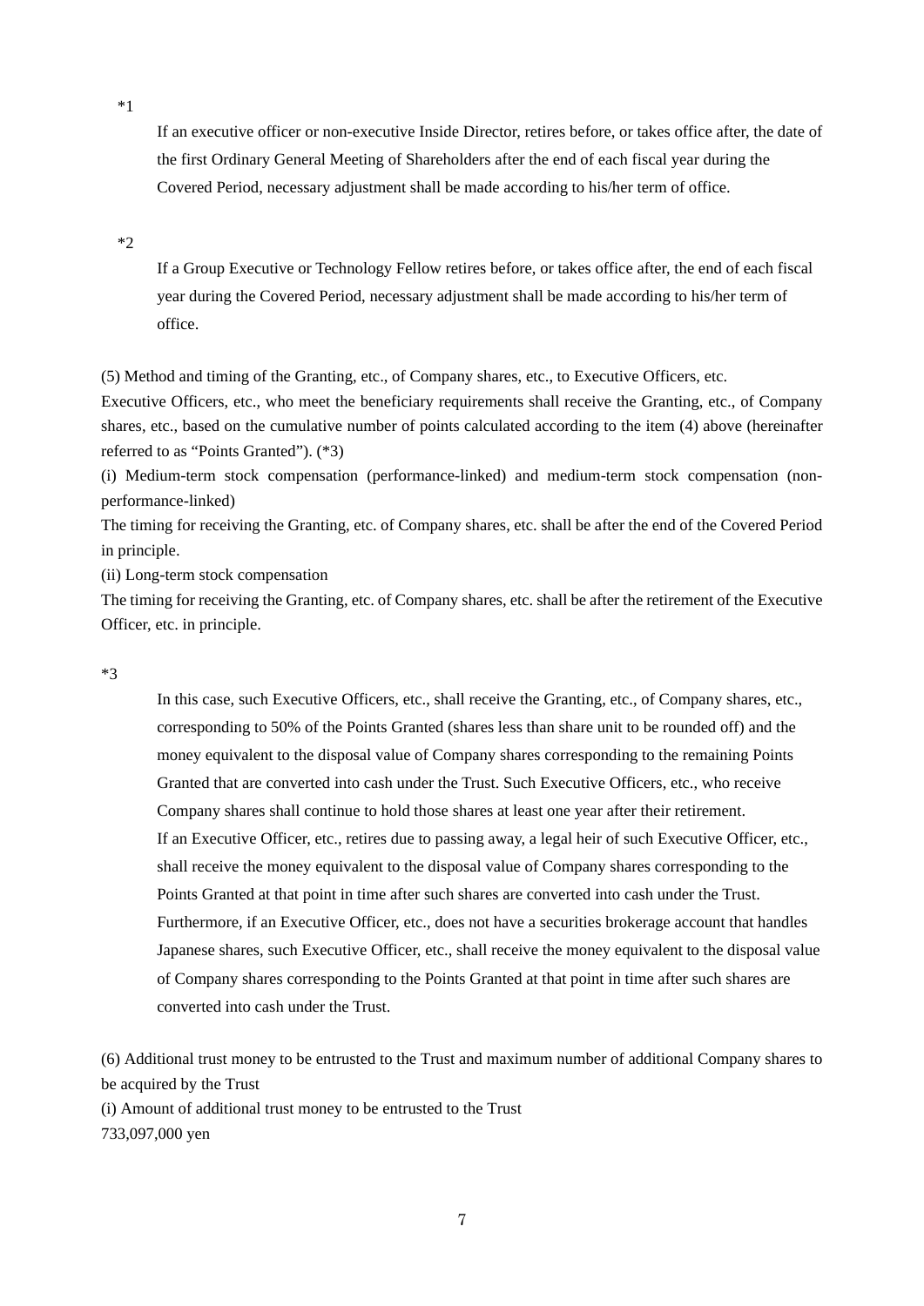*1

If an executive officer or non-executive Inside Director, retires before, or takes office after, the date of the first Ordinary General Meeting of Shareholders after the end of each fiscal year during the Covered Period, necessary adjustment shall be made according to his/her term of office.

*2

If a Group Executive or Technology Fellow retires before, or takes office after, the end of each fiscal year during the Covered Period, necessary adjustment shall be made according to his/her term of office.

(5) Method and timing of the Granting, etc., of Company shares, etc., to Executive Officers, etc.

Executive Officers, etc., who meet the beneficiary requirements shall receive the Granting, etc., of Company shares, etc., based on the cumulative number of points calculated according to the item (4) above (hereinafter referred to as “Points Granted”). (*3)

(i) Medium-term stock compensation (performance-linked) and medium-term stock compensation (non-performance-linked)

The timing for receiving the Granting, etc. of Company shares, etc. shall be after the end of the Covered Period in principle.

(ii) Long-term stock compensation

The timing for receiving the Granting, etc. of Company shares, etc. shall be after the retirement of the Executive Officer, etc. in principle.

*3

In this case, such Executive Officers, etc., shall receive the Granting, etc., of Company shares, etc., corresponding to 50% of the Points Granted (shares less than share unit to be rounded off) and the money equivalent to the disposal value of Company shares corresponding to the remaining Points Granted that are converted into cash under the Trust. Such Executive Officers, etc., who receive Company shares shall continue to hold those shares at least one year after their retirement.
If an Executive Officer, etc., retires due to passing away, a legal heir of such Executive Officer, etc., shall receive the money equivalent to the disposal value of Company shares corresponding to the Points Granted at that point in time after such shares are converted into cash under the Trust.
Furthermore, if an Executive Officer, etc., does not have a securities brokerage account that handles Japanese shares, such Executive Officer, etc., shall receive the money equivalent to the disposal value of Company shares corresponding to the Points Granted at that point in time after such shares are converted into cash under the Trust.

(6) Additional trust money to be entrusted to the Trust and maximum number of additional Company shares to be acquired by the Trust

(i) Amount of additional trust money to be entrusted to the Trust

733,097,000 yen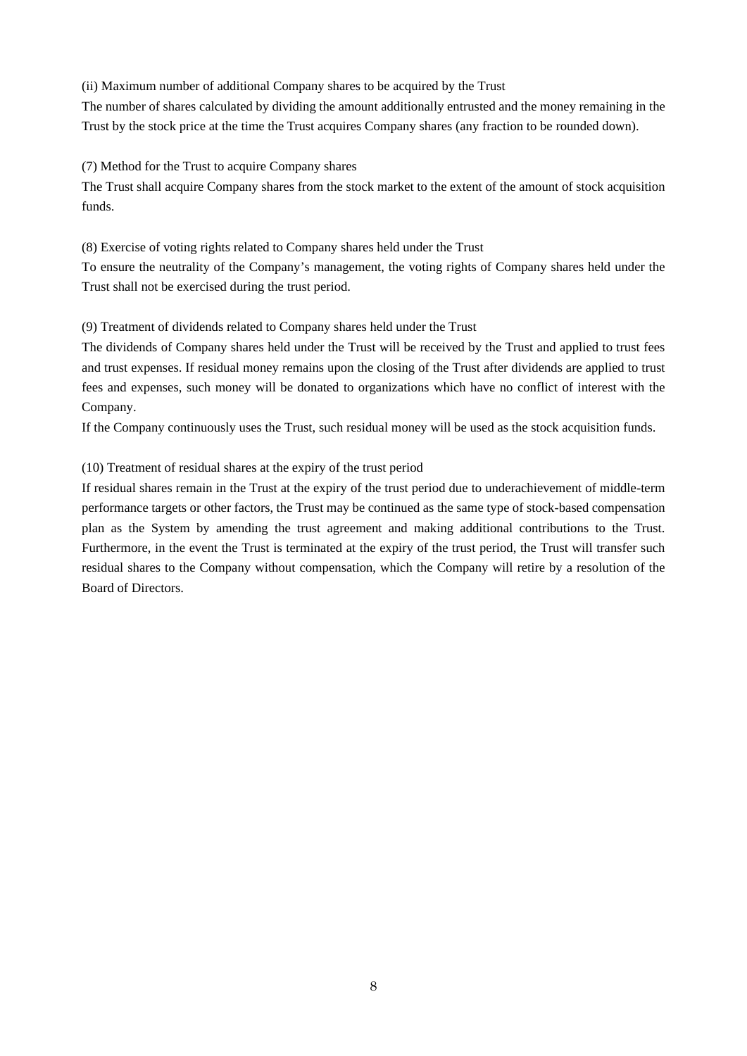(ii) Maximum number of additional Company shares to be acquired by the Trust

The number of shares calculated by dividing the amount additionally entrusted and the money remaining in the Trust by the stock price at the time the Trust acquires Company shares (any fraction to be rounded down).

(7) Method for the Trust to acquire Company shares

The Trust shall acquire Company shares from the stock market to the extent of the amount of stock acquisition funds.

(8) Exercise of voting rights related to Company shares held under the Trust

To ensure the neutrality of the Company's management, the voting rights of Company shares held under the Trust shall not be exercised during the trust period.

(9) Treatment of dividends related to Company shares held under the Trust

The dividends of Company shares held under the Trust will be received by the Trust and applied to trust fees and trust expenses. If residual money remains upon the closing of the Trust after dividends are applied to trust fees and expenses, such money will be donated to organizations which have no conflict of interest with the Company.

If the Company continuously uses the Trust, such residual money will be used as the stock acquisition funds.

(10) Treatment of residual shares at the expiry of the trust period

If residual shares remain in the Trust at the expiry of the trust period due to underachievement of middle-term performance targets or other factors, the Trust may be continued as the same type of stock-based compensation plan as the System by amending the trust agreement and making additional contributions to the Trust. Furthermore, in the event the Trust is terminated at the expiry of the trust period, the Trust will transfer such residual shares to the Company without compensation, which the Company will retire by a resolution of the Board of Directors.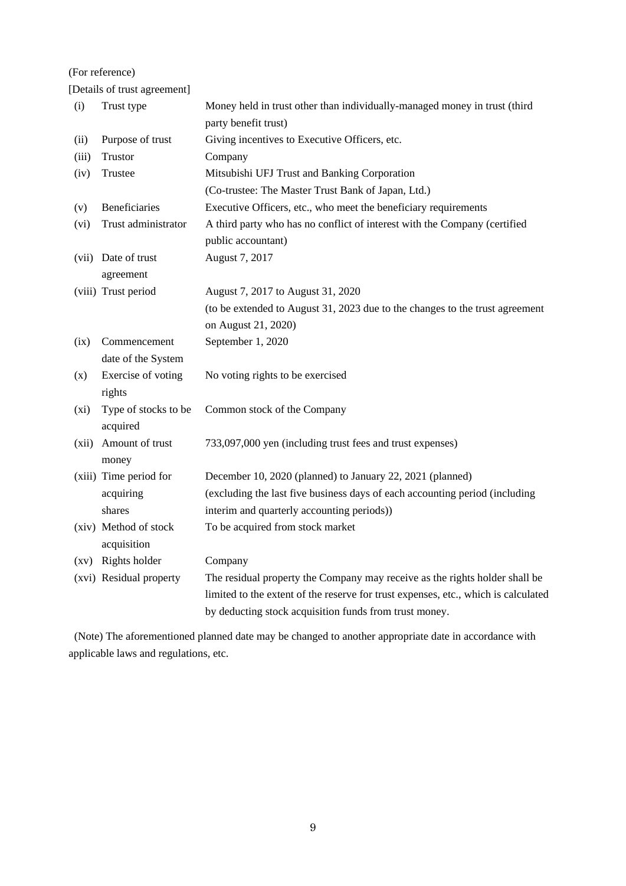(For reference)

[Details of trust agreement]

| | | |
|---|---|---|
| (i) | Trust type | Money held in trust other than individually-managed money in trust (third party benefit trust) |
| (ii) | Purpose of trust | Giving incentives to Executive Officers, etc. |
| (iii) | Trustor | Company |
| (iv) | Trustee | Mitsubishi UFJ Trust and Banking Corporation<br>(Co-trustee: The Master Trust Bank of Japan, Ltd.) |
| (v) | Beneficiaries | Executive Officers, etc., who meet the beneficiary requirements |
| (vi) | Trust administrator | A third party who has no conflict of interest with the Company (certified public accountant) |
| (vii) | Date of trust agreement | August 7, 2017 |
| (viii) | Trust period | August 7, 2017 to August 31, 2020<br>(to be extended to August 31, 2023 due to the changes to the trust agreement on August 21, 2020) |
| (ix) | Commencement date of the System | September 1, 2020 |
| (x) | Exercise of voting rights | No voting rights to be exercised |
| (xi) | Type of stocks to be acquired | Common stock of the Company |
| (xii) | Amount of trust money | 733,097,000 yen (including trust fees and trust expenses) |
| (xiii) | Time period for acquiring shares | December 10, 2020 (planned) to January 22, 2021 (planned)<br>(excluding the last five business days of each accounting period (including interim and quarterly accounting periods)) |
| (xiv) | Method of stock acquisition | To be acquired from stock market |
| (xv) | Rights holder | Company |
| (xvi) | Residual property | The residual property the Company may receive as the rights holder shall be limited to the extent of the reserve for trust expenses, etc., which is calculated by deducting stock acquisition funds from trust money. |

(Note) The aforementioned planned date may be changed to another appropriate date in accordance with applicable laws and regulations, etc.